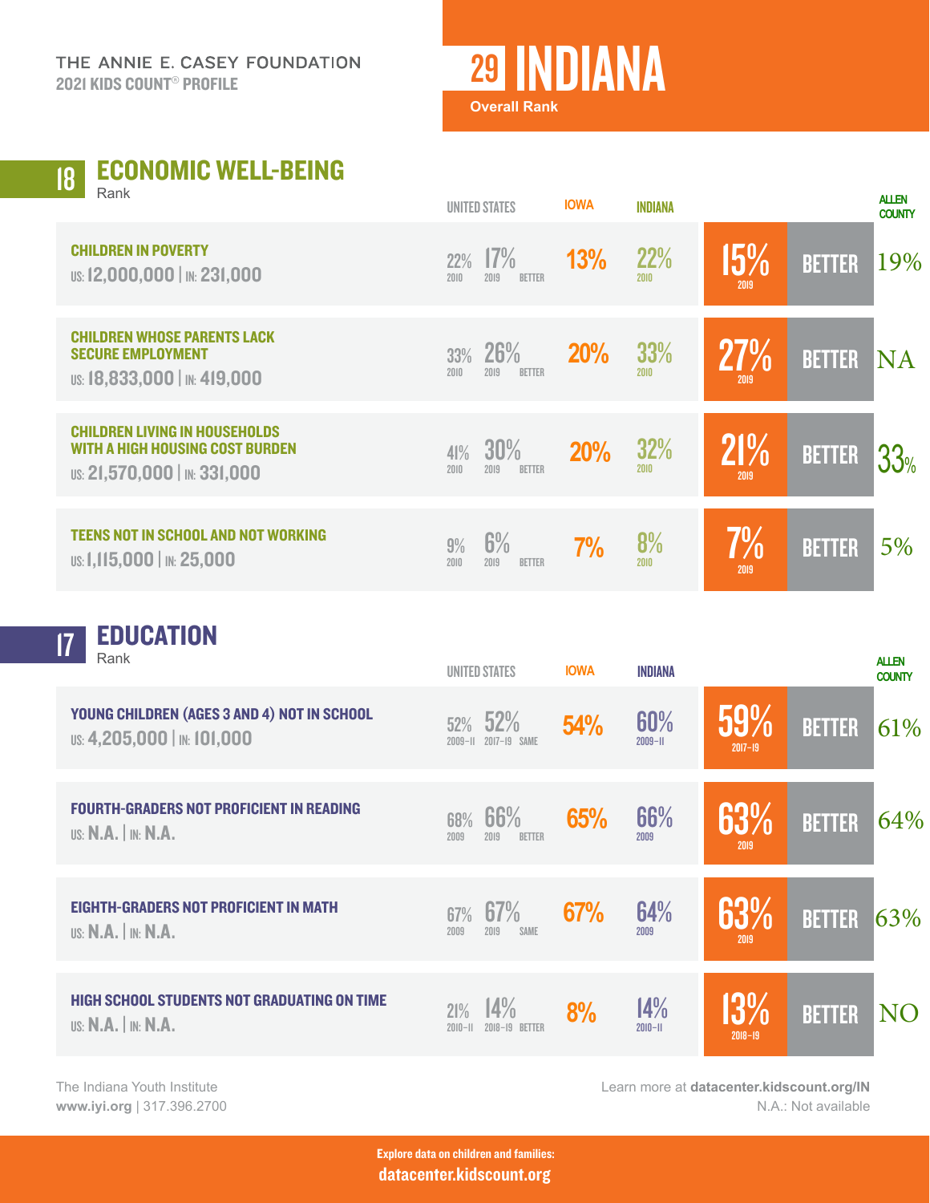THE ANNIE E. CASEY FOUNDATION
**2021 KIDS COUNT® PROFILE**

# 29 INDIANA

**Overall Rank**

## 18 ECONOMIC WELL-BEING

Rank

| | UNITED STATES | | IOWA | INDIANA | | | ALLEN COUNTY |
|---|---|---|---|---|---|---|---|
| **CHILDREN IN POVERTY** US: 12,000,000 \| IN: 231,000 | 22% 2010 | 17% 2019 BETTER | 13% | 22% 2010 | 15% 2019 | BETTER | 19% |
| **CHILDREN WHOSE PARENTS LACK SECURE EMPLOYMENT** US: 18,833,000 \| IN: 419,000 | 33% 2010 | 26% 2019 BETTER | 20% | 33% 2010 | 27% 2019 | BETTER | NA |
| **CHILDREN LIVING IN HOUSEHOLDS WITH A HIGH HOUSING COST BURDEN** US: 21,570,000 \| IN: 331,000 | 41% 2010 | 30% 2019 BETTER | 20% | 32% 2010 | 21% 2019 | BETTER | 33% |
| **TEENS NOT IN SCHOOL AND NOT WORKING** US: 1,115,000 \| IN: 25,000 | 9% 2010 | 6% 2019 BETTER | 7% | 8% 2010 | 7% 2019 | BETTER | 5% |

## 17 EDUCATION

Rank

| | UNITED STATES | | IOWA | INDIANA | | | ALLEN COUNTY |
|---|---|---|---|---|---|---|---|
| **YOUNG CHILDREN (AGES 3 AND 4) NOT IN SCHOOL** US: 4,205,000 \| IN: 101,000 | 52% 2009–11 | 52% 2017–19 SAME | 54% | 60% 2009–11 | 59% 2017–19 | BETTER | 61% |
| **FOURTH-GRADERS NOT PROFICIENT IN READING** US: N.A. \| IN: N.A. | 68% 2009 | 66% 2019 BETTER | 65% | 66% 2009 | 63% 2019 | BETTER | 64% |
| **EIGHTH-GRADERS NOT PROFICIENT IN MATH** US: N.A. \| IN: N.A. | 67% 2009 | 67% 2019 SAME | 67% | 64% 2009 | 63% 2019 | BETTER | 63% |
| **HIGH SCHOOL STUDENTS NOT GRADUATING ON TIME** US: N.A. \| IN: N.A. | 21% 2010–11 | 14% 2018–19 BETTER | 8% | 14% 2010–11 | 13% 2018–19 | BETTER | NO |

The Indiana Youth Institute
**www.iyi.org** | 317.396.2700

Learn more at **datacenter.kidscount.org/IN**
N.A.: Not available

**Explore data on children and families:**
**datacenter.kidscount.org**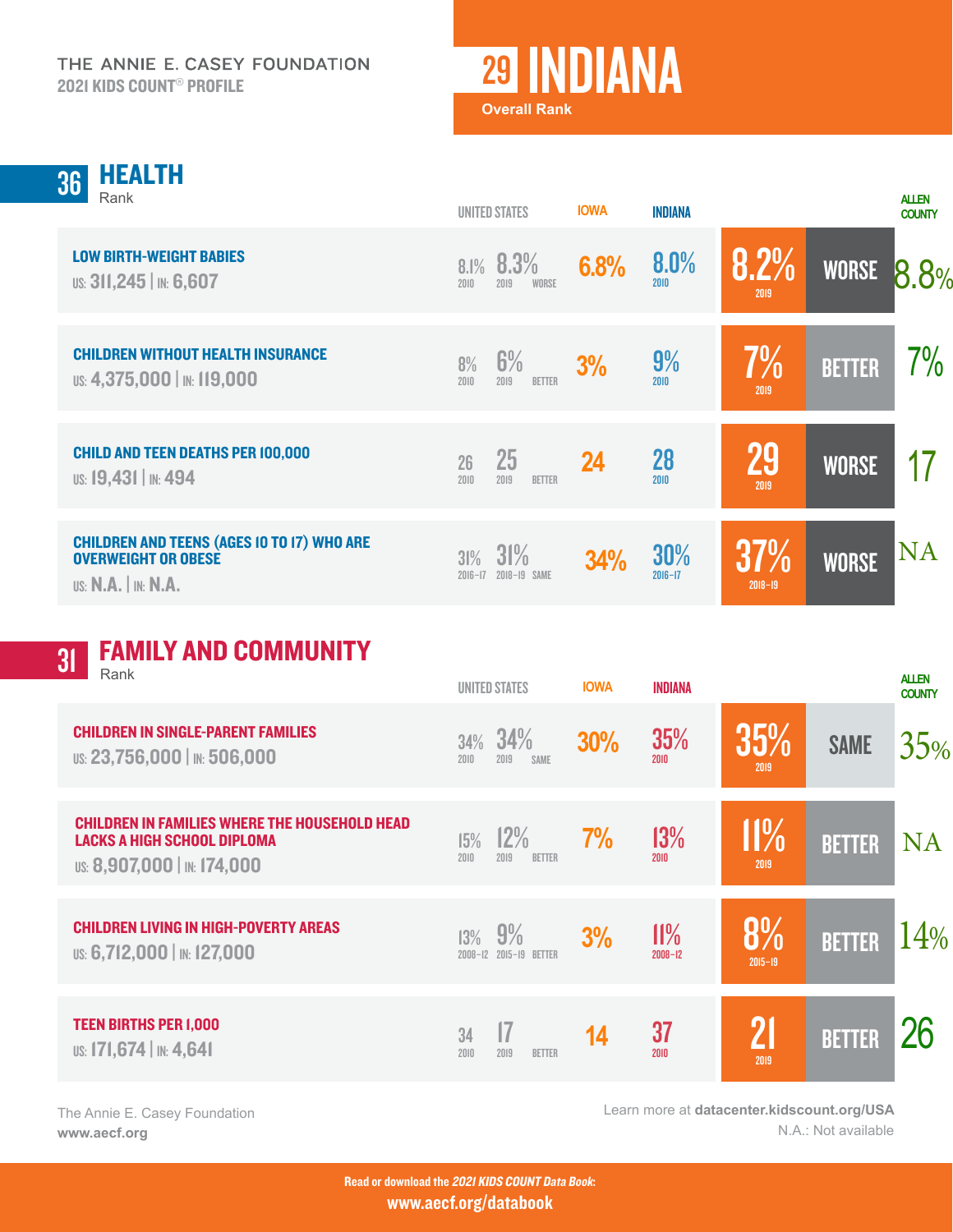THE ANNIE E. CASEY FOUNDATION
**2021 KIDS COUNT® PROFILE**

# 29 INDIANA

**Overall Rank**

## 36 HEALTH Rank

| | UNITED STATES | | | IOWA | INDIANA | | | ALLEN COUNTY |
|---|---|---|---|---|---|---|---|---|
| **LOW BIRTH-WEIGHT BABIES** US: 311,245 \| IN: 6,607 | 8.1% 2010 | 8.3% 2019 | WORSE | 6.8% | 8.0% 2010 | 8.2% 2019 | WORSE | 8.8% |
| **CHILDREN WITHOUT HEALTH INSURANCE** US: 4,375,000 \| IN: 119,000 | 8% 2010 | 6% 2019 | BETTER | 3% | 9% 2010 | 7% 2019 | BETTER | 7% |
| **CHILD AND TEEN DEATHS PER 100,000** US: 19,431 \| IN: 494 | 26 2010 | 25 2019 | BETTER | 24 | 28 2010 | 29 2019 | WORSE | 17 |
| **CHILDREN AND TEENS (AGES 10 TO 17) WHO ARE OVERWEIGHT OR OBESE** US: N.A. \| IN: N.A. | 31% 2016–17 | 31% 2018–19 | SAME | 34% | 30% 2016–17 | 37% 2018–19 | WORSE | NA |

## 31 FAMILY AND COMMUNITY Rank

| | UNITED STATES | | | IOWA | INDIANA | | | ALLEN COUNTY |
|---|---|---|---|---|---|---|---|---|
| **CHILDREN IN SINGLE-PARENT FAMILIES** US: 23,756,000 \| IN: 506,000 | 34% 2010 | 34% 2019 | SAME | 30% | 35% 2010 | 35% 2019 | SAME | 35% |
| **CHILDREN IN FAMILIES WHERE THE HOUSEHOLD HEAD LACKS A HIGH SCHOOL DIPLOMA** US: 8,907,000 \| IN: 174,000 | 15% 2010 | 12% 2019 | BETTER | 7% | 13% 2010 | 11% 2019 | BETTER | NA |
| **CHILDREN LIVING IN HIGH-POVERTY AREAS** US: 6,712,000 \| IN: 127,000 | 13% 2008–12 | 9% 2015–19 | BETTER | 3% | 11% 2008–12 | 8% 2015–19 | BETTER | 14% |
| **TEEN BIRTHS PER 1,000** US: 171,674 \| IN: 4,641 | 34 2010 | 17 2019 | BETTER | 14 | 37 2010 | 21 2019 | BETTER | 26 |

The Annie E. Casey Foundation
**www.aecf.org**

Learn more at **datacenter.kidscount.org/USA**
N.A.: Not available

**Read or download the *2021 KIDS COUNT Data Book*:**
**www.aecf.org/databook**